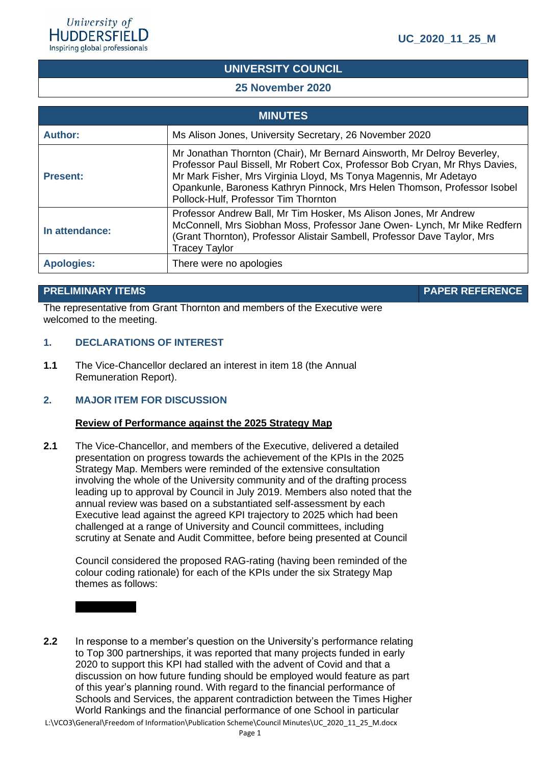UC_2020_11_25_M

# UNIVERSITY COUNCIL

## 25 November 2020

| MINUTES | |
|---|---|
| **Author:** | Ms Alison Jones, University Secretary, 26 November 2020 |
| **Present:** | Mr Jonathan Thornton (Chair), Mr Bernard Ainsworth, Mr Delroy Beverley, Professor Paul Bissell, Mr Robert Cox, Professor Bob Cryan, Mr Rhys Davies, Mr Mark Fisher, Mrs Virginia Lloyd, Ms Tonya Magennis, Mr Adetayo Opankunle, Baroness Kathryn Pinnock, Mrs Helen Thomson, Professor Isobel Pollock-Hulf, Professor Tim Thornton |
| **In attendance:** | Professor Andrew Ball, Mr Tim Hosker, Ms Alison Jones, Mr Andrew McConnell, Mrs Siobhan Moss, Professor Jane Owen- Lynch, Mr Mike Redfern (Grant Thornton), Professor Alistair Sambell, Professor Dave Taylor, Mrs Tracey Taylor |
| **Apologies:** | There were no apologies |

| PRELIMINARY ITEMS | PAPER REFERENCE |
|---|---|

The representative from Grant Thornton and members of the Executive were welcomed to the meeting.

### 1. DECLARATIONS OF INTEREST

**1.1** The Vice-Chancellor declared an interest in item 18 (the Annual Remuneration Report).

### 2. MAJOR ITEM FOR DISCUSSION

**Review of Performance against the 2025 Strategy Map**

**2.1** The Vice-Chancellor, and members of the Executive, delivered a detailed presentation on progress towards the achievement of the KPIs in the 2025 Strategy Map. Members were reminded of the extensive consultation involving the whole of the University community and of the drafting process leading up to approval by Council in July 2019. Members also noted that the annual review was based on a substantiated self-assessment by each Executive lead against the agreed KPI trajectory to 2025 which had been challenged at a range of University and Council committees, including scrutiny at Senate and Audit Committee, before being presented at Council

Council considered the proposed RAG-rating (having been reminded of the colour coding rationale) for each of the KPIs under the six Strategy Map themes as follows:

**2.2** In response to a member's question on the University's performance relating to Top 300 partnerships, it was reported that many projects funded in early 2020 to support this KPI had stalled with the advent of Covid and that a discussion on how future funding should be employed would feature as part of this year's planning round. With regard to the financial performance of Schools and Services, the apparent contradiction between the Times Higher World Rankings and the financial performance of one School in particular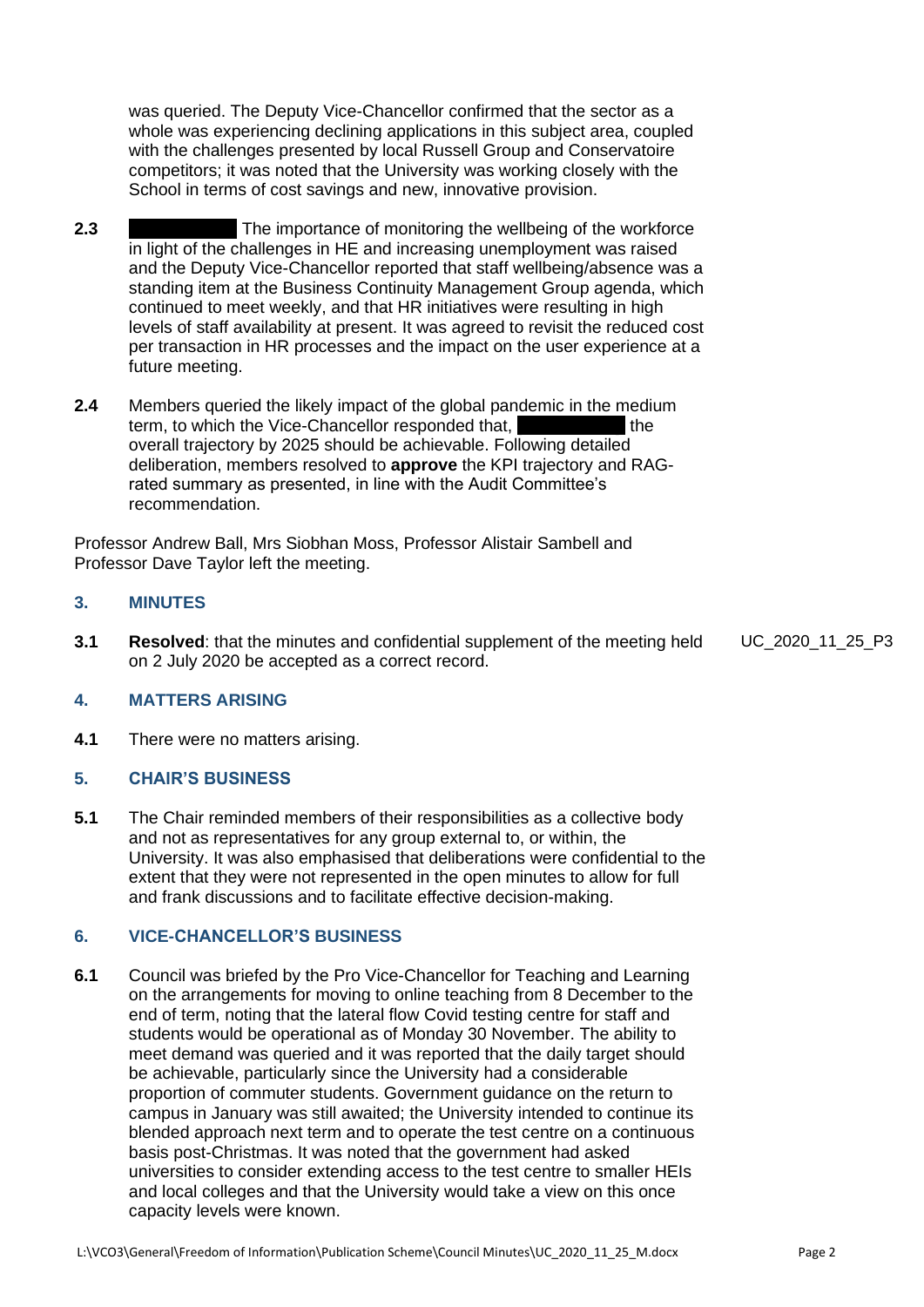was queried. The Deputy Vice-Chancellor confirmed that the sector as a whole was experiencing declining applications in this subject area, coupled with the challenges presented by local Russell Group and Conservatoire competitors; it was noted that the University was working closely with the School in terms of cost savings and new, innovative provision.

**2.3** ██████████ The importance of monitoring the wellbeing of the workforce in light of the challenges in HE and increasing unemployment was raised and the Deputy Vice-Chancellor reported that staff wellbeing/absence was a standing item at the Business Continuity Management Group agenda, which continued to meet weekly, and that HR initiatives were resulting in high levels of staff availability at present. It was agreed to revisit the reduced cost per transaction in HR processes and the impact on the user experience at a future meeting.

**2.4** Members queried the likely impact of the global pandemic in the medium term, to which the Vice-Chancellor responded that, ██████████ the overall trajectory by 2025 should be achievable. Following detailed deliberation, members resolved to **approve** the KPI trajectory and RAG-rated summary as presented, in line with the Audit Committee's recommendation.

Professor Andrew Ball, Mrs Siobhan Moss, Professor Alistair Sambell and Professor Dave Taylor left the meeting.

## 3. MINUTES

**3.1** **Resolved**: that the minutes and confidential supplement of the meeting held on 2 July 2020 be accepted as a correct record. UC_2020_11_25_P3

## 4. MATTERS ARISING

**4.1** There were no matters arising.

## 5. CHAIR'S BUSINESS

**5.1** The Chair reminded members of their responsibilities as a collective body and not as representatives for any group external to, or within, the University. It was also emphasised that deliberations were confidential to the extent that they were not represented in the open minutes to allow for full and frank discussions and to facilitate effective decision-making.

## 6. VICE-CHANCELLOR'S BUSINESS

**6.1** Council was briefed by the Pro Vice-Chancellor for Teaching and Learning on the arrangements for moving to online teaching from 8 December to the end of term, noting that the lateral flow Covid testing centre for staff and students would be operational as of Monday 30 November. The ability to meet demand was queried and it was reported that the daily target should be achievable, particularly since the University had a considerable proportion of commuter students. Government guidance on the return to campus in January was still awaited; the University intended to continue its blended approach next term and to operate the test centre on a continuous basis post-Christmas. It was noted that the government had asked universities to consider extending access to the test centre to smaller HEIs and local colleges and that the University would take a view on this once capacity levels were known.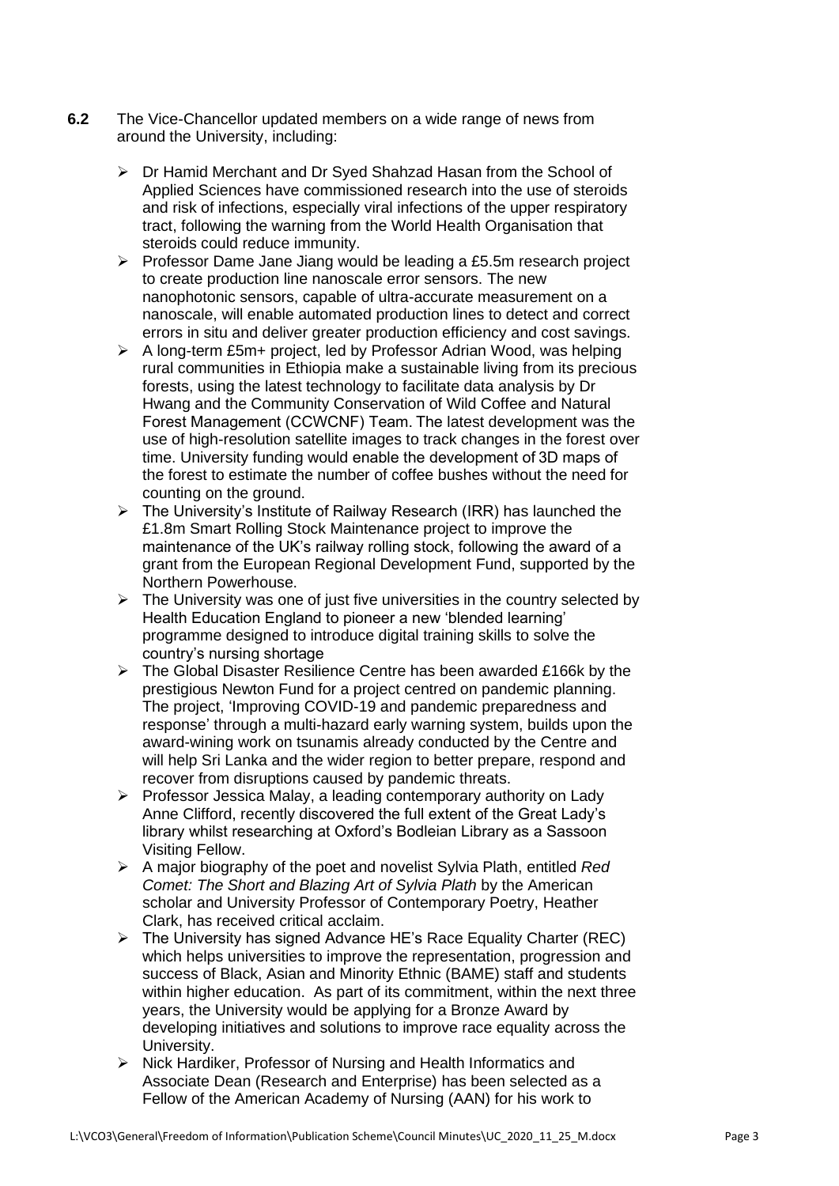**6.2** The Vice-Chancellor updated members on a wide range of news from around the University, including:

- Dr Hamid Merchant and Dr Syed Shahzad Hasan from the School of Applied Sciences have commissioned research into the use of steroids and risk of infections, especially viral infections of the upper respiratory tract, following the warning from the World Health Organisation that steroids could reduce immunity.
- Professor Dame Jane Jiang would be leading a £5.5m research project to create production line nanoscale error sensors. The new nanophotonic sensors, capable of ultra-accurate measurement on a nanoscale, will enable automated production lines to detect and correct errors in situ and deliver greater production efficiency and cost savings.
- A long-term £5m+ project, led by Professor Adrian Wood, was helping rural communities in Ethiopia make a sustainable living from its precious forests, using the latest technology to facilitate data analysis by Dr Hwang and the Community Conservation of Wild Coffee and Natural Forest Management (CCWCNF) Team. The latest development was the use of high-resolution satellite images to track changes in the forest over time. University funding would enable the development of 3D maps of the forest to estimate the number of coffee bushes without the need for counting on the ground.
- The University's Institute of Railway Research (IRR) has launched the £1.8m Smart Rolling Stock Maintenance project to improve the maintenance of the UK's railway rolling stock, following the award of a grant from the European Regional Development Fund, supported by the Northern Powerhouse.
- The University was one of just five universities in the country selected by Health Education England to pioneer a new 'blended learning' programme designed to introduce digital training skills to solve the country's nursing shortage
- The Global Disaster Resilience Centre has been awarded £166k by the prestigious Newton Fund for a project centred on pandemic planning. The project, 'Improving COVID-19 and pandemic preparedness and response' through a multi-hazard early warning system, builds upon the award-wining work on tsunamis already conducted by the Centre and will help Sri Lanka and the wider region to better prepare, respond and recover from disruptions caused by pandemic threats.
- Professor Jessica Malay, a leading contemporary authority on Lady Anne Clifford, recently discovered the full extent of the Great Lady's library whilst researching at Oxford's Bodleian Library as a Sassoon Visiting Fellow.
- A major biography of the poet and novelist Sylvia Plath, entitled *Red Comet: The Short and Blazing Art of Sylvia Plath* by the American scholar and University Professor of Contemporary Poetry, Heather Clark, has received critical acclaim.
- The University has signed Advance HE's Race Equality Charter (REC) which helps universities to improve the representation, progression and success of Black, Asian and Minority Ethnic (BAME) staff and students within higher education. As part of its commitment, within the next three years, the University would be applying for a Bronze Award by developing initiatives and solutions to improve race equality across the University.
- Nick Hardiker, Professor of Nursing and Health Informatics and Associate Dean (Research and Enterprise) has been selected as a Fellow of the American Academy of Nursing (AAN) for his work to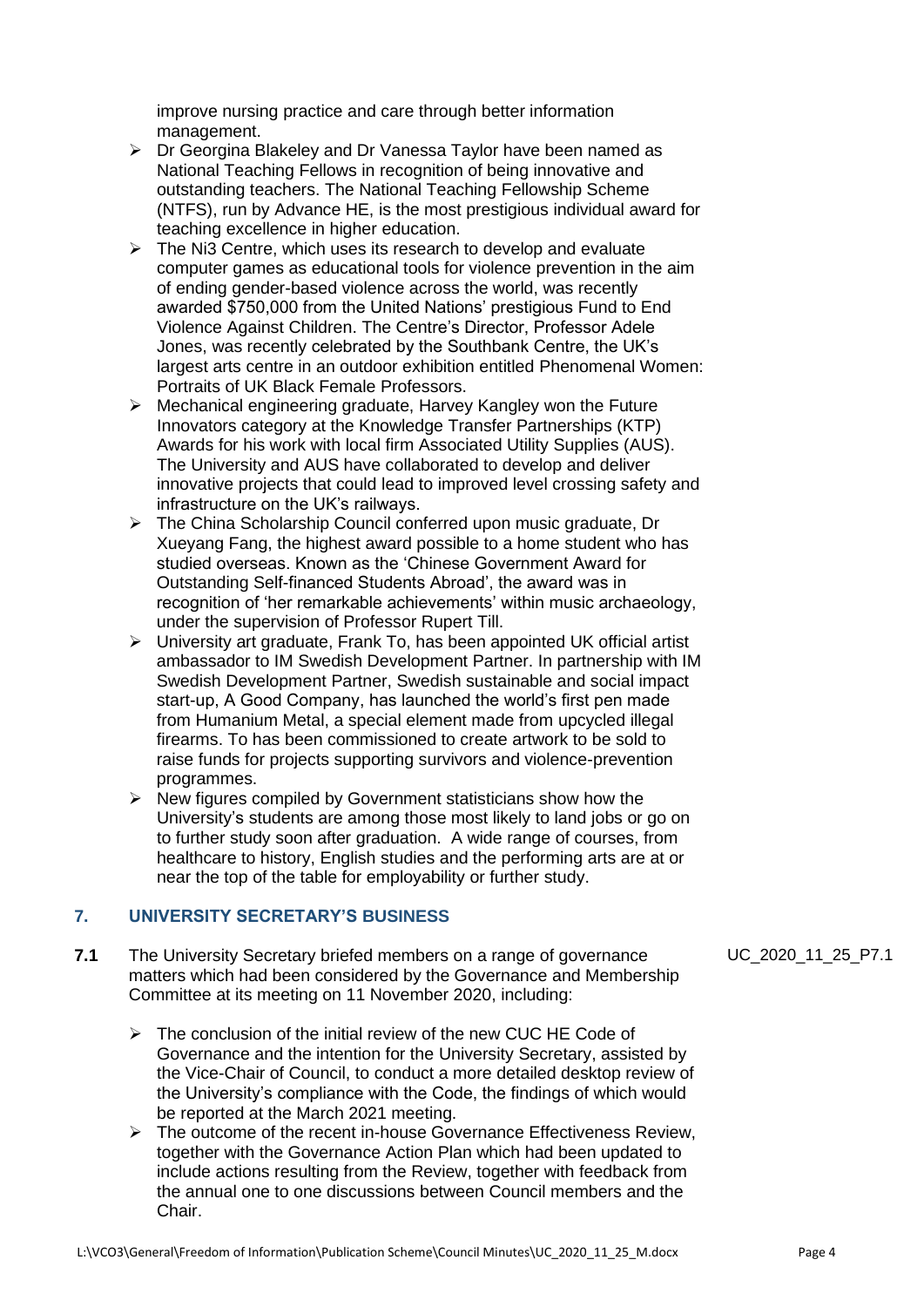improve nursing practice and care through better information management.

- Dr Georgina Blakeley and Dr Vanessa Taylor have been named as National Teaching Fellows in recognition of being innovative and outstanding teachers. The National Teaching Fellowship Scheme (NTFS), run by Advance HE, is the most prestigious individual award for teaching excellence in higher education.
- The Ni3 Centre, which uses its research to develop and evaluate computer games as educational tools for violence prevention in the aim of ending gender-based violence across the world, was recently awarded $750,000 from the United Nations' prestigious Fund to End Violence Against Children. The Centre's Director, Professor Adele Jones, was recently celebrated by the Southbank Centre, the UK's largest arts centre in an outdoor exhibition entitled Phenomenal Women: Portraits of UK Black Female Professors.
- Mechanical engineering graduate, Harvey Kangley won the Future Innovators category at the Knowledge Transfer Partnerships (KTP) Awards for his work with local firm Associated Utility Supplies (AUS). The University and AUS have collaborated to develop and deliver innovative projects that could lead to improved level crossing safety and infrastructure on the UK's railways.
- The China Scholarship Council conferred upon music graduate, Dr Xueyang Fang, the highest award possible to a home student who has studied overseas. Known as the 'Chinese Government Award for Outstanding Self-financed Students Abroad', the award was in recognition of 'her remarkable achievements' within music archaeology, under the supervision of Professor Rupert Till.
- University art graduate, Frank To, has been appointed UK official artist ambassador to IM Swedish Development Partner. In partnership with IM Swedish Development Partner, Swedish sustainable and social impact start-up, A Good Company, has launched the world's first pen made from Humanium Metal, a special element made from upcycled illegal firearms. To has been commissioned to create artwork to be sold to raise funds for projects supporting survivors and violence-prevention programmes.
- New figures compiled by Government statisticians show how the University's students are among those most likely to land jobs or go on to further study soon after graduation. A wide range of courses, from healthcare to history, English studies and the performing arts are at or near the top of the table for employability or further study.

## 7. UNIVERSITY SECRETARY'S BUSINESS

**7.1** The University Secretary briefed members on a range of governance matters which had been considered by the Governance and Membership Committee at its meeting on 11 November 2020, including: UC_2020_11_25_P7.1

- The conclusion of the initial review of the new CUC HE Code of Governance and the intention for the University Secretary, assisted by the Vice-Chair of Council, to conduct a more detailed desktop review of the University's compliance with the Code, the findings of which would be reported at the March 2021 meeting.
- The outcome of the recent in-house Governance Effectiveness Review, together with the Governance Action Plan which had been updated to include actions resulting from the Review, together with feedback from the annual one to one discussions between Council members and the Chair.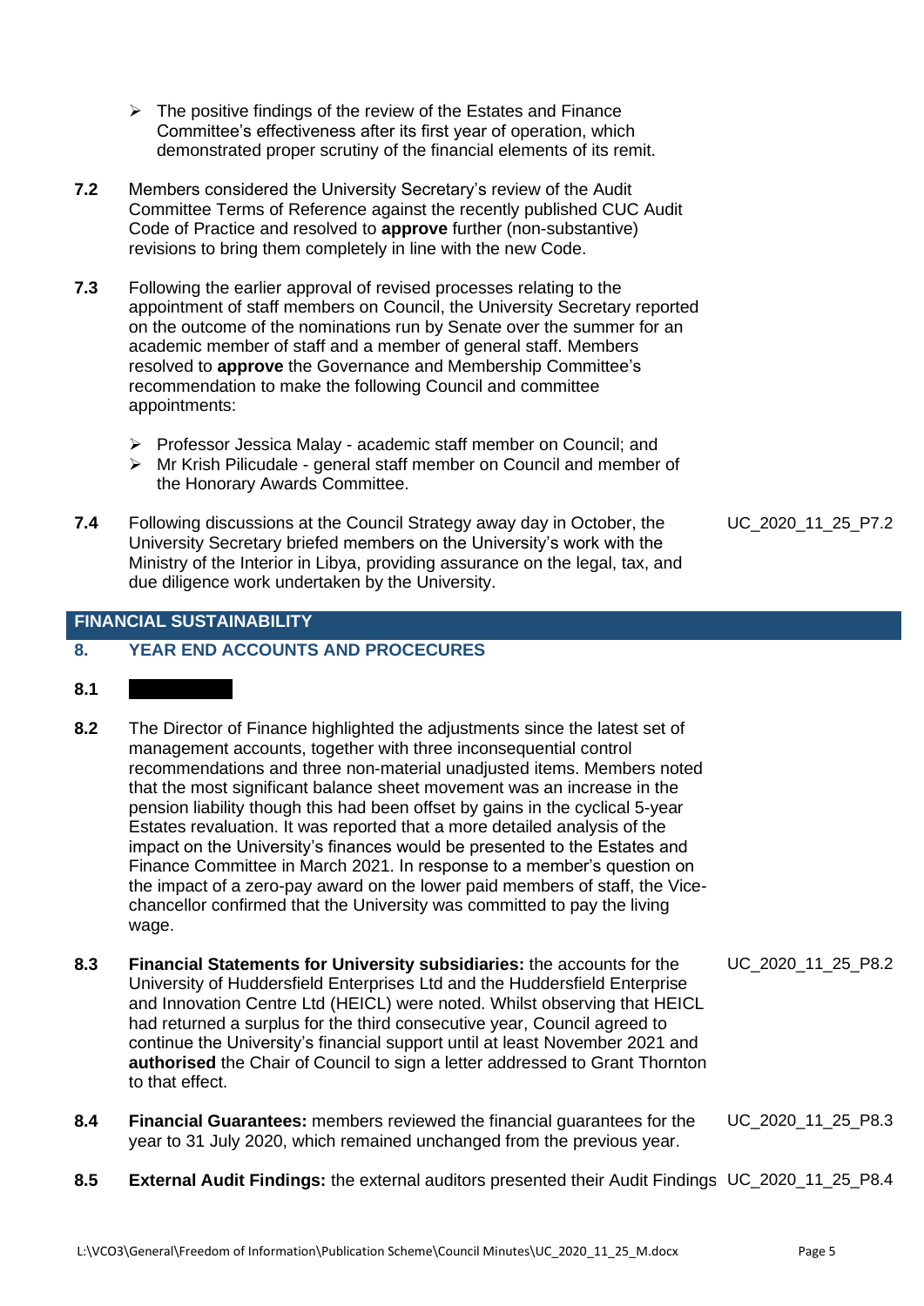- The positive findings of the review of the Estates and Finance Committee's effectiveness after its first year of operation, which demonstrated proper scrutiny of the financial elements of its remit.

**7.2** Members considered the University Secretary's review of the Audit Committee Terms of Reference against the recently published CUC Audit Code of Practice and resolved to **approve** further (non-substantive) revisions to bring them completely in line with the new Code.

**7.3** Following the earlier approval of revised processes relating to the appointment of staff members on Council, the University Secretary reported on the outcome of the nominations run by Senate over the summer for an academic member of staff and a member of general staff. Members resolved to **approve** the Governance and Membership Committee's recommendation to make the following Council and committee appointments:

- Professor Jessica Malay - academic staff member on Council; and
- Mr Krish Pilicudale - general staff member on Council and member of the Honorary Awards Committee.

**7.4** Following discussions at the Council Strategy away day in October, the University Secretary briefed members on the University's work with the Ministry of the Interior in Libya, providing assurance on the legal, tax, and due diligence work undertaken by the University. UC_2020_11_25_P7.2

## FINANCIAL SUSTAINABILITY

### 8. YEAR END ACCOUNTS AND PROCECURES

**8.1** [redacted]

**8.2** The Director of Finance highlighted the adjustments since the latest set of management accounts, together with three inconsequential control recommendations and three non-material unadjusted items. Members noted that the most significant balance sheet movement was an increase in the pension liability though this had been offset by gains in the cyclical 5-year Estates revaluation. It was reported that a more detailed analysis of the impact on the University's finances would be presented to the Estates and Finance Committee in March 2021. In response to a member's question on the impact of a zero-pay award on the lower paid members of staff, the Vice-chancellor confirmed that the University was committed to pay the living wage.

**8.3** **Financial Statements for University subsidiaries:** the accounts for the University of Huddersfield Enterprises Ltd and the Huddersfield Enterprise and Innovation Centre Ltd (HEICL) were noted. Whilst observing that HEICL had returned a surplus for the third consecutive year, Council agreed to continue the University's financial support until at least November 2021 and **authorised** the Chair of Council to sign a letter addressed to Grant Thornton to that effect. UC_2020_11_25_P8.2

**8.4** **Financial Guarantees:** members reviewed the financial guarantees for the year to 31 July 2020, which remained unchanged from the previous year. UC_2020_11_25_P8.3

**8.5** **External Audit Findings:** the external auditors presented their Audit Findings UC_2020_11_25_P8.4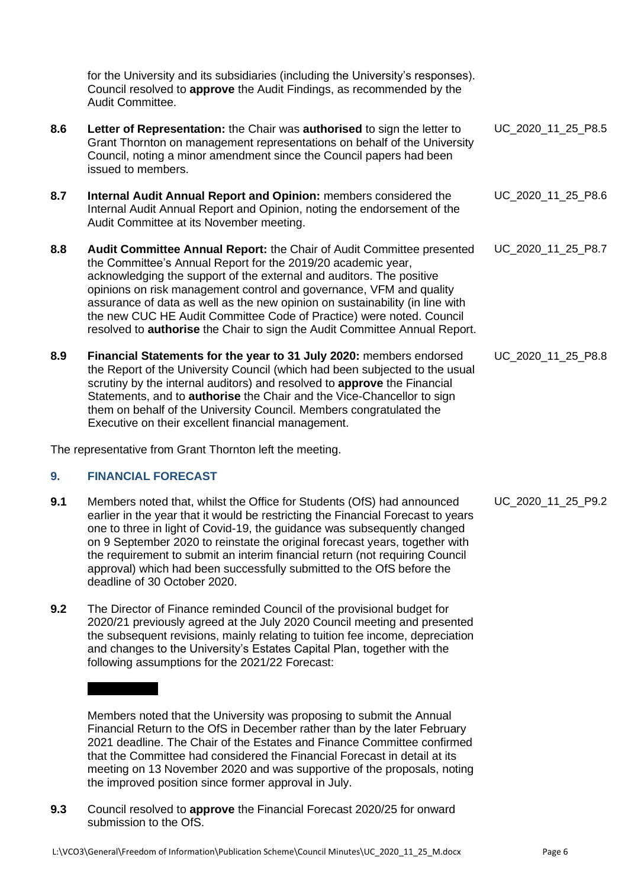for the University and its subsidiaries (including the University's responses). Council resolved to **approve** the Audit Findings, as recommended by the Audit Committee.

**8.6** **Letter of Representation:** the Chair was **authorised** to sign the letter to Grant Thornton on management representations on behalf of the University Council, noting a minor amendment since the Council papers had been issued to members. UC_2020_11_25_P8.5

**8.7** **Internal Audit Annual Report and Opinion:** members considered the Internal Audit Annual Report and Opinion, noting the endorsement of the Audit Committee at its November meeting. UC_2020_11_25_P8.6

**8.8** **Audit Committee Annual Report:** the Chair of Audit Committee presented the Committee's Annual Report for the 2019/20 academic year, acknowledging the support of the external and auditors. The positive opinions on risk management control and governance, VFM and quality assurance of data as well as the new opinion on sustainability (in line with the new CUC HE Audit Committee Code of Practice) were noted. Council resolved to **authorise** the Chair to sign the Audit Committee Annual Report. UC_2020_11_25_P8.7

**8.9** **Financial Statements for the year to 31 July 2020:** members endorsed the Report of the University Council (which had been subjected to the usual scrutiny by the internal auditors) and resolved to **approve** the Financial Statements, and to **authorise** the Chair and the Vice-Chancellor to sign them on behalf of the University Council. Members congratulated the Executive on their excellent financial management. UC_2020_11_25_P8.8

The representative from Grant Thornton left the meeting.

## 9. FINANCIAL FORECAST

**9.1** Members noted that, whilst the Office for Students (OfS) had announced earlier in the year that it would be restricting the Financial Forecast to years one to three in light of Covid-19, the guidance was subsequently changed on 9 September 2020 to reinstate the original forecast years, together with the requirement to submit an interim financial return (not requiring Council approval) which had been successfully submitted to the OfS before the deadline of 30 October 2020. UC_2020_11_25_P9.2

**9.2** The Director of Finance reminded Council of the provisional budget for 2020/21 previously agreed at the July 2020 Council meeting and presented the subsequent revisions, mainly relating to tuition fee income, depreciation and changes to the University's Estates Capital Plan, together with the following assumptions for the 2021/22 Forecast:

Members noted that the University was proposing to submit the Annual Financial Return to the OfS in December rather than by the later February 2021 deadline. The Chair of the Estates and Finance Committee confirmed that the Committee had considered the Financial Forecast in detail at its meeting on 13 November 2020 and was supportive of the proposals, noting the improved position since former approval in July.

**9.3** Council resolved to **approve** the Financial Forecast 2020/25 for onward submission to the OfS.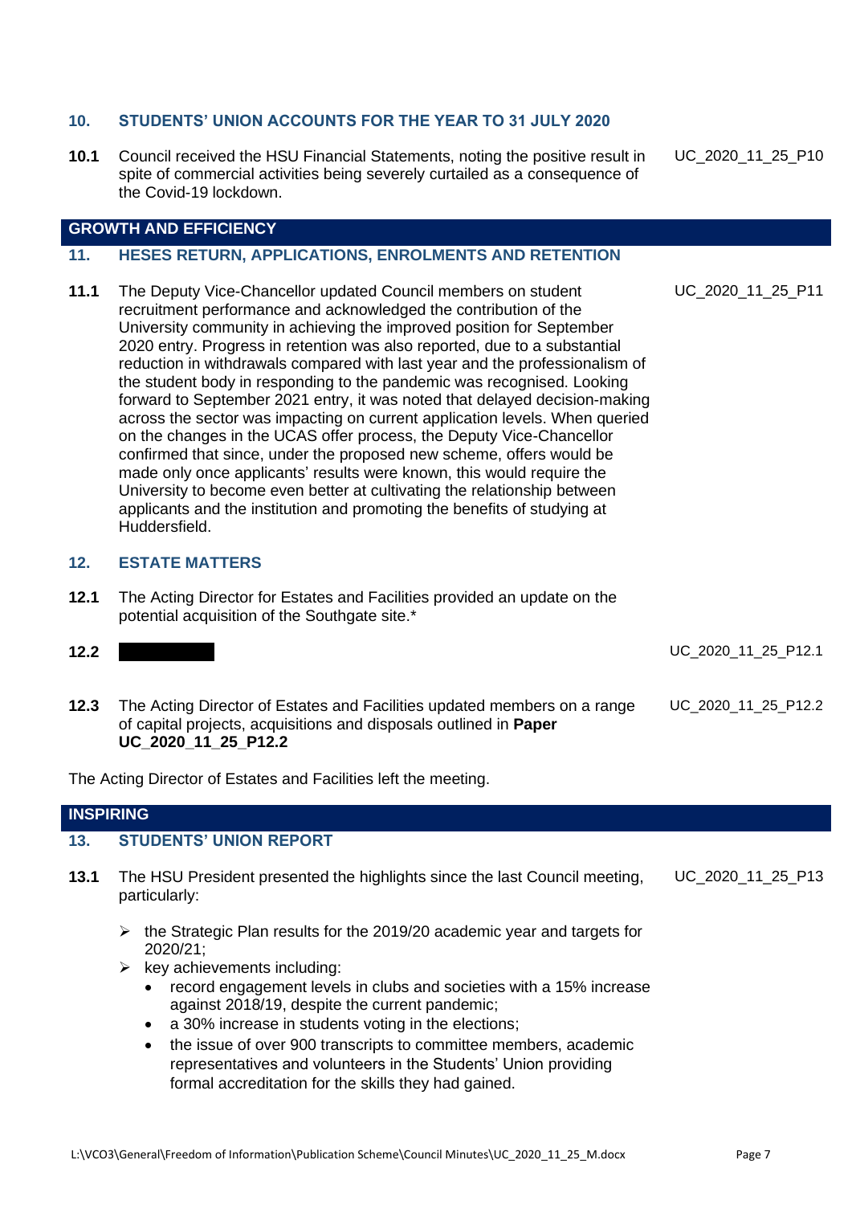## 10. STUDENTS' UNION ACCOUNTS FOR THE YEAR TO 31 JULY 2020

**10.1** Council received the HSU Financial Statements, noting the positive result in spite of commercial activities being severely curtailed as a consequence of the Covid-19 lockdown. — UC_2020_11_25_P10

## GROWTH AND EFFICIENCY

## 11. HESES RETURN, APPLICATIONS, ENROLMENTS AND RETENTION

**11.1** The Deputy Vice-Chancellor updated Council members on student recruitment performance and acknowledged the contribution of the University community in achieving the improved position for September 2020 entry. Progress in retention was also reported, due to a substantial reduction in withdrawals compared with last year and the professionalism of the student body in responding to the pandemic was recognised. Looking forward to September 2021 entry, it was noted that delayed decision-making across the sector was impacting on current application levels. When queried on the changes in the UCAS offer process, the Deputy Vice-Chancellor confirmed that since, under the proposed new scheme, offers would be made only once applicants' results were known, this would require the University to become even better at cultivating the relationship between applicants and the institution and promoting the benefits of studying at Huddersfield. — UC_2020_11_25_P11

## 12. ESTATE MATTERS

**12.1** The Acting Director for Estates and Facilities provided an update on the potential acquisition of the Southgate site.*

**12.2** [REDACTED] — UC_2020_11_25_P12.1

**12.3** The Acting Director of Estates and Facilities updated members on a range of capital projects, acquisitions and disposals outlined in **Paper UC_2020_11_25_P12.2** — UC_2020_11_25_P12.2

The Acting Director of Estates and Facilities left the meeting.

## INSPIRING

## 13. STUDENTS' UNION REPORT

**13.1** The HSU President presented the highlights since the last Council meeting, particularly: — UC_2020_11_25_P13

- the Strategic Plan results for the 2019/20 academic year and targets for 2020/21;
- key achievements including:
  - record engagement levels in clubs and societies with a 15% increase against 2018/19, despite the current pandemic;
  - a 30% increase in students voting in the elections;
  - the issue of over 900 transcripts to committee members, academic representatives and volunteers in the Students' Union providing formal accreditation for the skills they had gained.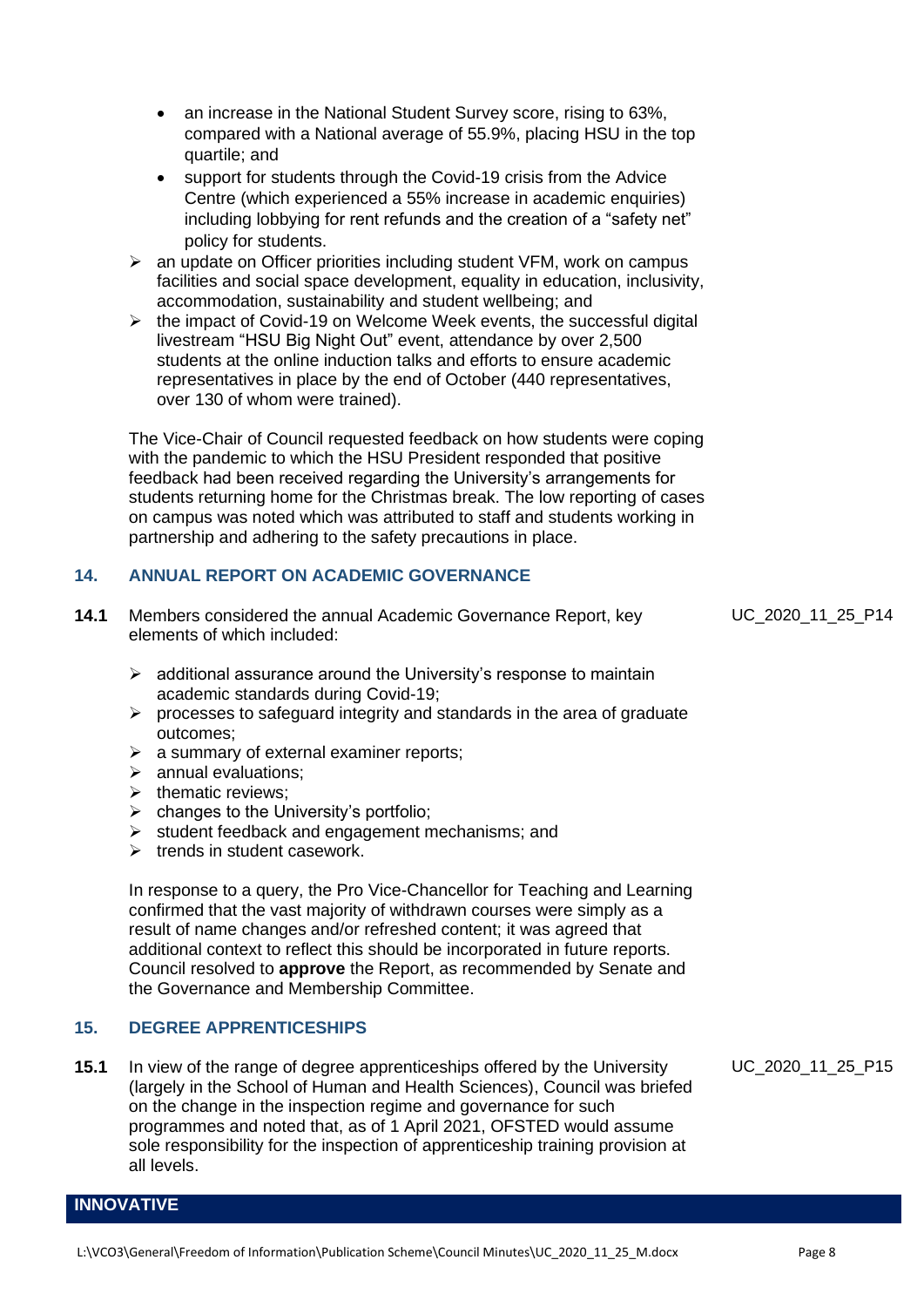- an increase in the National Student Survey score, rising to 63%, compared with a National average of 55.9%, placing HSU in the top quartile; and
  - support for students through the Covid-19 crisis from the Advice Centre (which experienced a 55% increase in academic enquiries) including lobbying for rent refunds and the creation of a "safety net" policy for students.
- an update on Officer priorities including student VFM, work on campus facilities and social space development, equality in education, inclusivity, accommodation, sustainability and student wellbeing; and
- the impact of Covid-19 on Welcome Week events, the successful digital livestream "HSU Big Night Out" event, attendance by over 2,500 students at the online induction talks and efforts to ensure academic representatives in place by the end of October (440 representatives, over 130 of whom were trained).

The Vice-Chair of Council requested feedback on how students were coping with the pandemic to which the HSU President responded that positive feedback had been received regarding the University's arrangements for students returning home for the Christmas break. The low reporting of cases on campus was noted which was attributed to staff and students working in partnership and adhering to the safety precautions in place.

## 14. ANNUAL REPORT ON ACADEMIC GOVERNANCE

**14.1** Members considered the annual Academic Governance Report, key elements of which included: UC_2020_11_25_P14

- additional assurance around the University's response to maintain academic standards during Covid-19;
- processes to safeguard integrity and standards in the area of graduate outcomes;
- a summary of external examiner reports;
- annual evaluations;
- thematic reviews;
- changes to the University's portfolio;
- student feedback and engagement mechanisms; and
- trends in student casework.

In response to a query, the Pro Vice-Chancellor for Teaching and Learning confirmed that the vast majority of withdrawn courses were simply as a result of name changes and/or refreshed content; it was agreed that additional context to reflect this should be incorporated in future reports. Council resolved to **approve** the Report, as recommended by Senate and the Governance and Membership Committee.

## 15. DEGREE APPRENTICESHIPS

**15.1** In view of the range of degree apprenticeships offered by the University (largely in the School of Human and Health Sciences), Council was briefed on the change in the inspection regime and governance for such programmes and noted that, as of 1 April 2021, OFSTED would assume sole responsibility for the inspection of apprenticeship training provision at all levels. UC_2020_11_25_P15

**INNOVATIVE**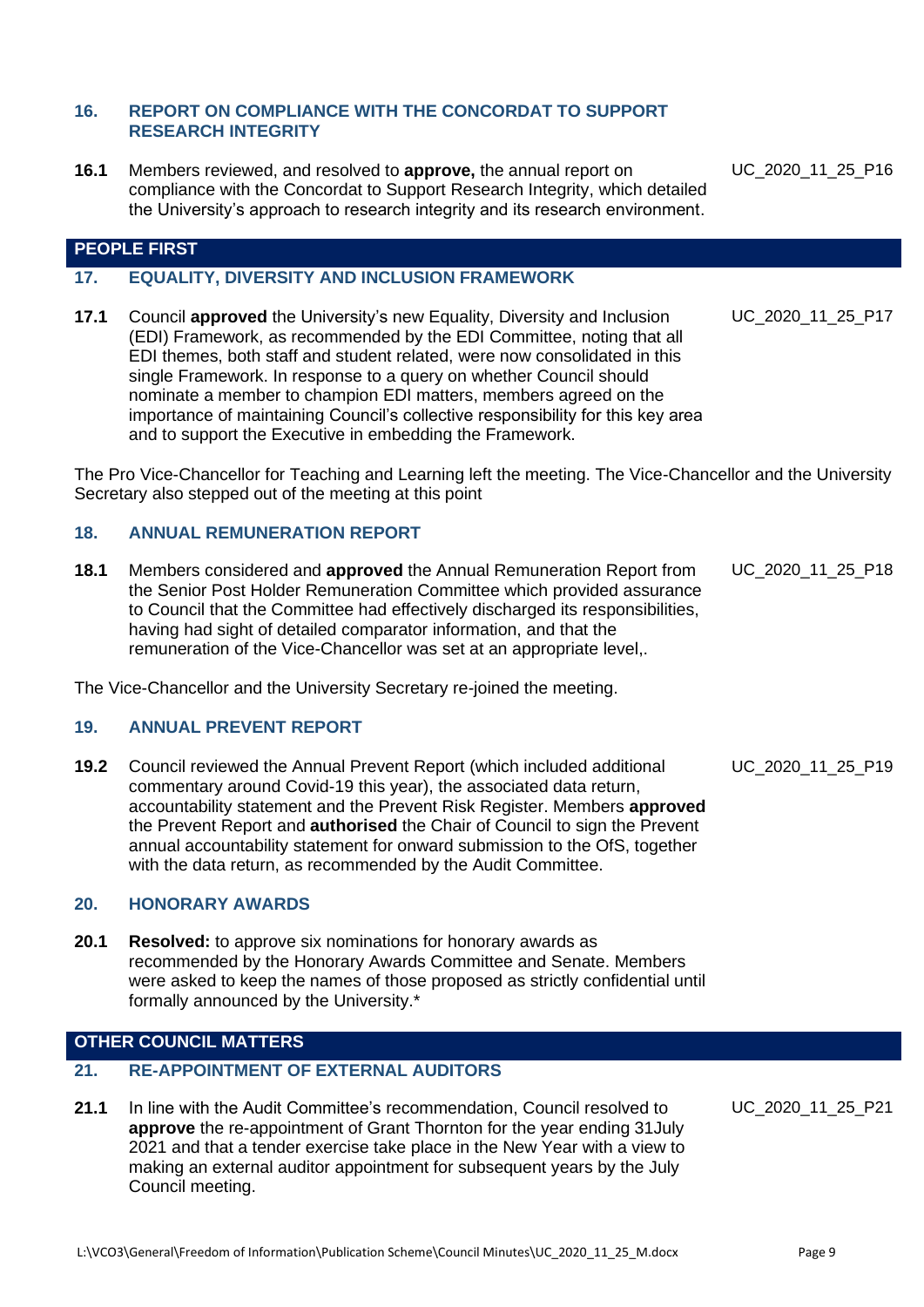### 16. REPORT ON COMPLIANCE WITH THE CONCORDAT TO SUPPORT RESEARCH INTEGRITY

**16.1** Members reviewed, and resolved to **approve,** the annual report on compliance with the Concordat to Support Research Integrity, which detailed the University's approach to research integrity and its research environment. UC_2020_11_25_P16

## PEOPLE FIRST

### 17. EQUALITY, DIVERSITY AND INCLUSION FRAMEWORK

**17.1** Council **approved** the University's new Equality, Diversity and Inclusion (EDI) Framework, as recommended by the EDI Committee, noting that all EDI themes, both staff and student related, were now consolidated in this single Framework. In response to a query on whether Council should nominate a member to champion EDI matters, members agreed on the importance of maintaining Council's collective responsibility for this key area and to support the Executive in embedding the Framework. UC_2020_11_25_P17

The Pro Vice-Chancellor for Teaching and Learning left the meeting. The Vice-Chancellor and the University Secretary also stepped out of the meeting at this point

### 18. ANNUAL REMUNERATION REPORT

**18.1** Members considered and **approved** the Annual Remuneration Report from the Senior Post Holder Remuneration Committee which provided assurance to Council that the Committee had effectively discharged its responsibilities, having had sight of detailed comparator information, and that the remuneration of the Vice-Chancellor was set at an appropriate level,. UC_2020_11_25_P18

The Vice-Chancellor and the University Secretary re-joined the meeting.

### 19. ANNUAL PREVENT REPORT

**19.2** Council reviewed the Annual Prevent Report (which included additional commentary around Covid-19 this year), the associated data return, accountability statement and the Prevent Risk Register. Members **approved** the Prevent Report and **authorised** the Chair of Council to sign the Prevent annual accountability statement for onward submission to the OfS, together with the data return, as recommended by the Audit Committee. UC_2020_11_25_P19

### 20. HONORARY AWARDS

**20.1** **Resolved:** to approve six nominations for honorary awards as recommended by the Honorary Awards Committee and Senate. Members were asked to keep the names of those proposed as strictly confidential until formally announced by the University.*

## OTHER COUNCIL MATTERS

### 21. RE-APPOINTMENT OF EXTERNAL AUDITORS

**21.1** In line with the Audit Committee's recommendation, Council resolved to **approve** the re-appointment of Grant Thornton for the year ending 31July 2021 and that a tender exercise take place in the New Year with a view to making an external auditor appointment for subsequent years by the July Council meeting. UC_2020_11_25_P21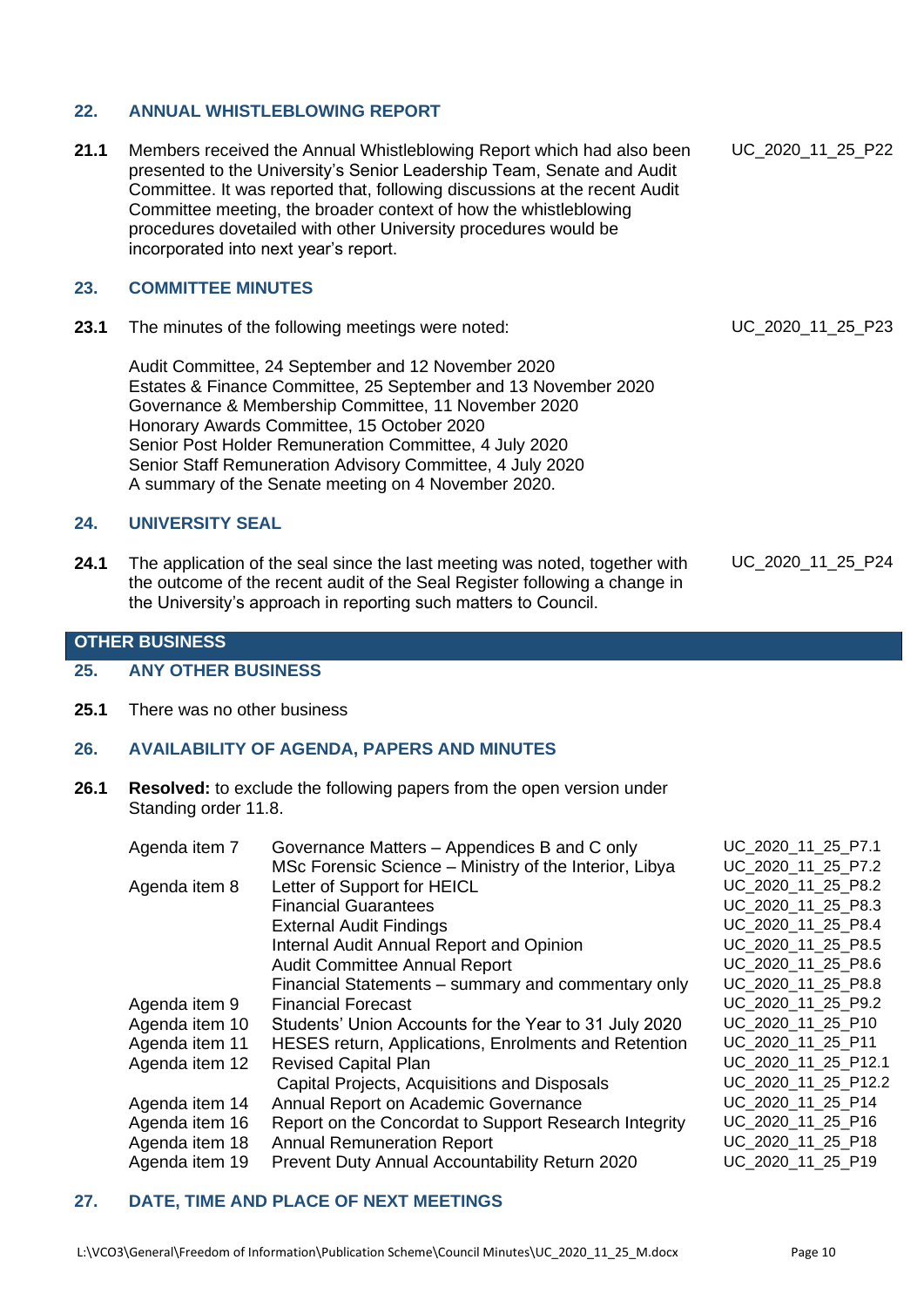## 22. ANNUAL WHISTLEBLOWING REPORT

**21.1** Members received the Annual Whistleblowing Report which had also been presented to the University's Senior Leadership Team, Senate and Audit Committee. It was reported that, following discussions at the recent Audit Committee meeting, the broader context of how the whistleblowing procedures dovetailed with other University procedures would be incorporated into next year's report. UC_2020_11_25_P22

## 23. COMMITTEE MINUTES

**23.1** The minutes of the following meetings were noted: UC_2020_11_25_P23

Audit Committee, 24 September and 12 November 2020
Estates & Finance Committee, 25 September and 13 November 2020
Governance & Membership Committee, 11 November 2020
Honorary Awards Committee, 15 October 2020
Senior Post Holder Remuneration Committee, 4 July 2020
Senior Staff Remuneration Advisory Committee, 4 July 2020
A summary of the Senate meeting on 4 November 2020.

## 24. UNIVERSITY SEAL

**24.1** The application of the seal since the last meeting was noted, together with the outcome of the recent audit of the Seal Register following a change in the University's approach in reporting such matters to Council. UC_2020_11_25_P24

# OTHER BUSINESS

## 25. ANY OTHER BUSINESS

**25.1** There was no other business

## 26. AVAILABILITY OF AGENDA, PAPERS AND MINUTES

**26.1** **Resolved:** to exclude the following papers from the open version under Standing order 11.8.

| | | |
|---|---|---|
| Agenda item 7 | Governance Matters – Appendices B and C only | UC_2020_11_25_P7.1 |
| | MSc Forensic Science – Ministry of the Interior, Libya | UC_2020_11_25_P7.2 |
| Agenda item 8 | Letter of Support for HEICL | UC_2020_11_25_P8.2 |
| | Financial Guarantees | UC_2020_11_25_P8.3 |
| | External Audit Findings | UC_2020_11_25_P8.4 |
| | Internal Audit Annual Report and Opinion | UC_2020_11_25_P8.5 |
| | Audit Committee Annual Report | UC_2020_11_25_P8.6 |
| | Financial Statements – summary and commentary only | UC_2020_11_25_P8.8 |
| Agenda item 9 | Financial Forecast | UC_2020_11_25_P9.2 |
| Agenda item 10 | Students' Union Accounts for the Year to 31 July 2020 | UC_2020_11_25_P10 |
| Agenda item 11 | HESES return, Applications, Enrolments and Retention | UC_2020_11_25_P11 |
| Agenda item 12 | Revised Capital Plan | UC_2020_11_25_P12.1 |
| | Capital Projects, Acquisitions and Disposals | UC_2020_11_25_P12.2 |
| Agenda item 14 | Annual Report on Academic Governance | UC_2020_11_25_P14 |
| Agenda item 16 | Report on the Concordat to Support Research Integrity | UC_2020_11_25_P16 |
| Agenda item 18 | Annual Remuneration Report | UC_2020_11_25_P18 |
| Agenda item 19 | Prevent Duty Annual Accountability Return 2020 | UC_2020_11_25_P19 |

## 27. DATE, TIME AND PLACE OF NEXT MEETINGS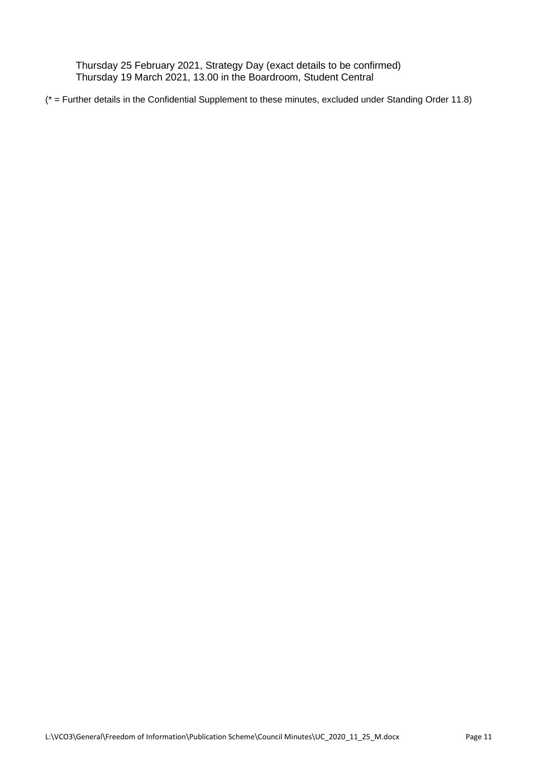Thursday 25 February 2021, Strategy Day (exact details to be confirmed)
Thursday 19 March 2021, 13.00 in the Boardroom, Student Central

(* = Further details in the Confidential Supplement to these minutes, excluded under Standing Order 11.8)